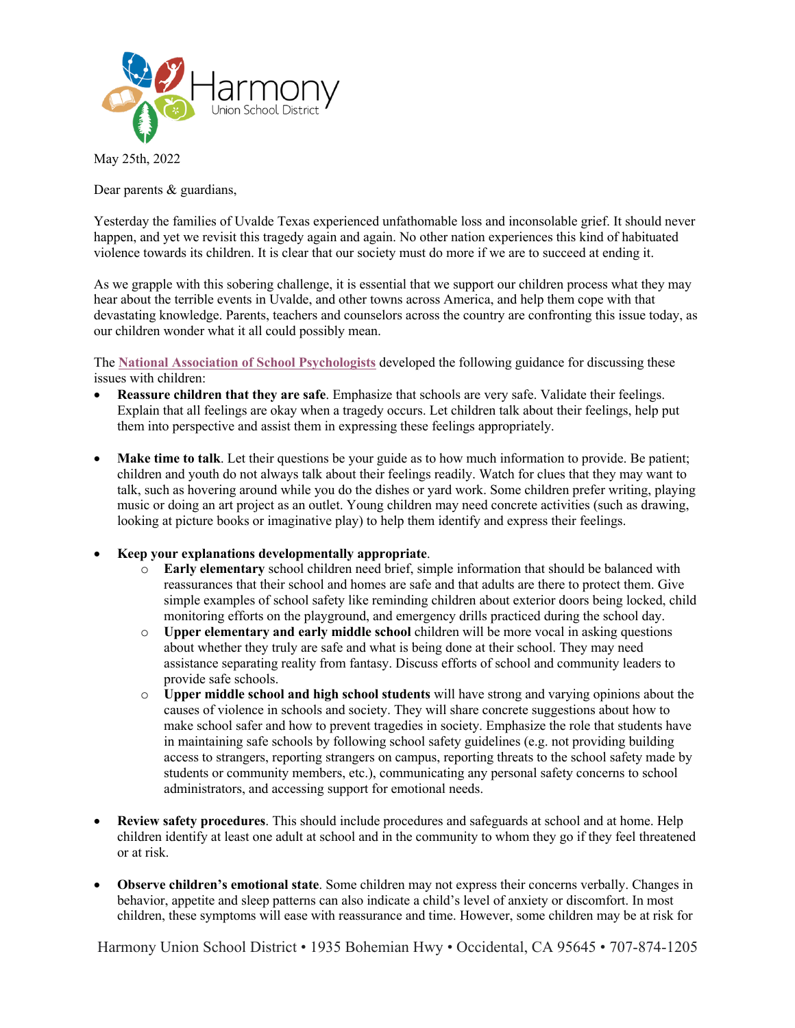Harmony Union School District

May 25th, 2022

Dear parents & guardians,

Yesterday the families of Uvalde Texas experienced unfathomable loss and inconsolable grief. It should never happen, and yet we revisit this tragedy again and again. No other nation experiences this kind of habituated violence towards its children. It is clear that our society must do more if we are to succeed at ending it.

As we grapple with this sobering challenge, it is essential that we support our children process what they may hear about the terrible events in Uvalde, and other towns across America, and help them cope with that devastating knowledge. Parents, teachers and counselors across the country are confronting this issue today, as our children wonder what it all could possibly mean.

The **National Association of School Psychologists** developed the following guidance for discussing these issues with children:

- **Reassure children that they are safe**. Emphasize that schools are very safe. Validate their feelings. Explain that all feelings are okay when a tragedy occurs. Let children talk about their feelings, help put them into perspective and assist them in expressing these feelings appropriately.

- **Make time to talk**. Let their questions be your guide as to how much information to provide. Be patient; children and youth do not always talk about their feelings readily. Watch for clues that they may want to talk, such as hovering around while you do the dishes or yard work. Some children prefer writing, playing music or doing an art project as an outlet. Young children may need concrete activities (such as drawing, looking at picture books or imaginative play) to help them identify and express their feelings.

- **Keep your explanations developmentally appropriate**.
  - **Early elementary** school children need brief, simple information that should be balanced with reassurances that their school and homes are safe and that adults are there to protect them. Give simple examples of school safety like reminding children about exterior doors being locked, child monitoring efforts on the playground, and emergency drills practiced during the school day.
  - **Upper elementary and early middle school** children will be more vocal in asking questions about whether they truly are safe and what is being done at their school. They may need assistance separating reality from fantasy. Discuss efforts of school and community leaders to provide safe schools.
  - **Upper middle school and high school students** will have strong and varying opinions about the causes of violence in schools and society. They will share concrete suggestions about how to make school safer and how to prevent tragedies in society. Emphasize the role that students have in maintaining safe schools by following school safety guidelines (e.g. not providing building access to strangers, reporting strangers on campus, reporting threats to the school safety made by students or community members, etc.), communicating any personal safety concerns to school administrators, and accessing support for emotional needs.

- **Review safety procedures**. This should include procedures and safeguards at school and at home. Help children identify at least one adult at school and in the community to whom they go if they feel threatened or at risk.

- **Observe children's emotional state**. Some children may not express their concerns verbally. Changes in behavior, appetite and sleep patterns can also indicate a child's level of anxiety or discomfort. In most children, these symptoms will ease with reassurance and time. However, some children may be at risk for

Harmony Union School District • 1935 Bohemian Hwy • Occidental, CA 95645 • 707-874-1205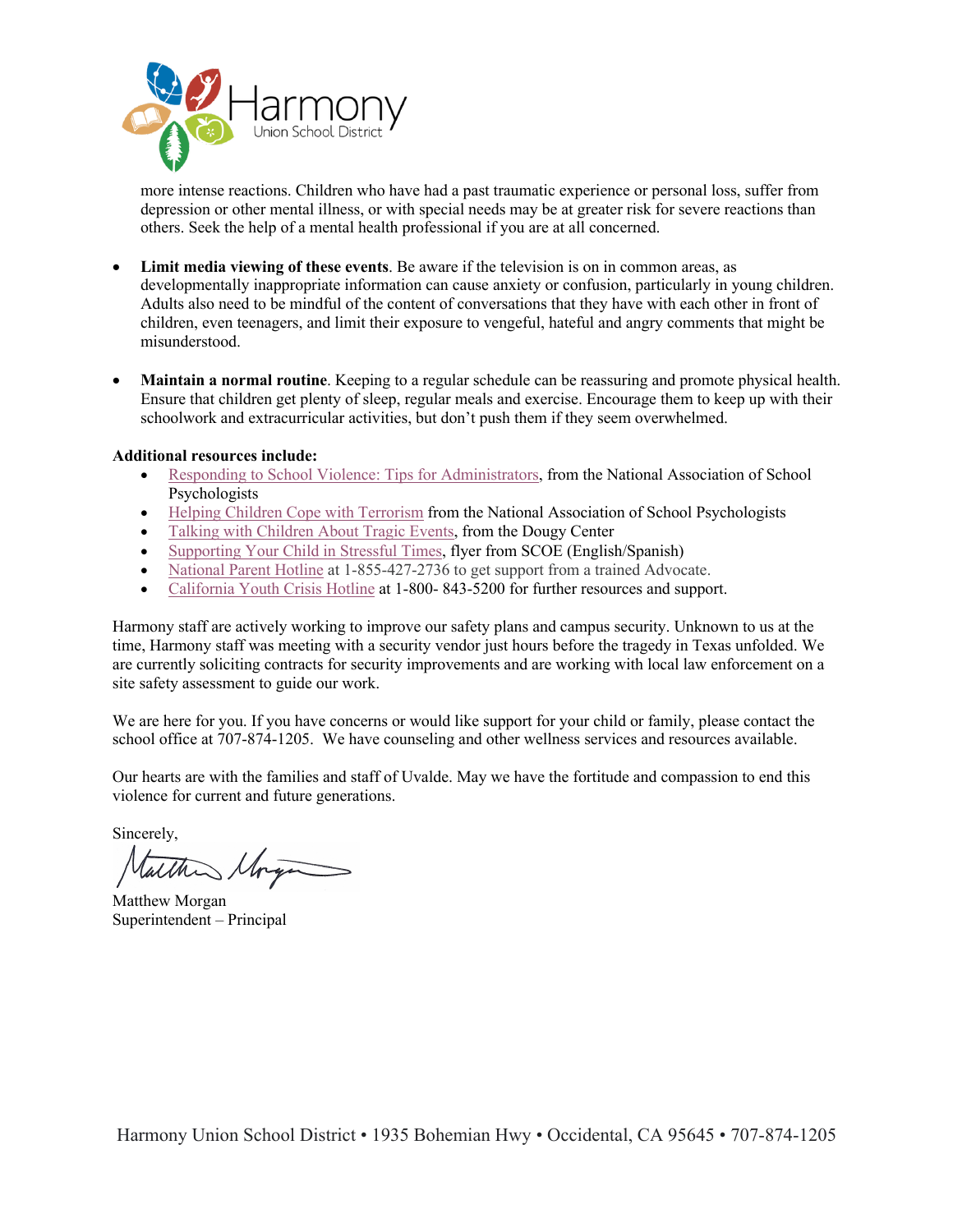more intense reactions. Children who have had a past traumatic experience or personal loss, suffer from depression or other mental illness, or with special needs may be at greater risk for severe reactions than others. Seek the help of a mental health professional if you are at all concerned.

- **Limit media viewing of these events**. Be aware if the television is on in common areas, as developmentally inappropriate information can cause anxiety or confusion, particularly in young children. Adults also need to be mindful of the content of conversations that they have with each other in front of children, even teenagers, and limit their exposure to vengeful, hateful and angry comments that might be misunderstood.

- **Maintain a normal routine**. Keeping to a regular schedule can be reassuring and promote physical health. Ensure that children get plenty of sleep, regular meals and exercise. Encourage them to keep up with their schoolwork and extracurricular activities, but don't push them if they seem overwhelmed.

**Additional resources include:**

- Responding to School Violence: Tips for Administrators, from the National Association of School Psychologists
- Helping Children Cope with Terrorism from the National Association of School Psychologists
- Talking with Children About Tragic Events, from the Dougy Center
- Supporting Your Child in Stressful Times, flyer from SCOE (English/Spanish)
- National Parent Hotline at 1-855-427-2736 to get support from a trained Advocate.
- California Youth Crisis Hotline at 1-800- 843-5200 for further resources and support.

Harmony staff are actively working to improve our safety plans and campus security. Unknown to us at the time, Harmony staff was meeting with a security vendor just hours before the tragedy in Texas unfolded. We are currently soliciting contracts for security improvements and are working with local law enforcement on a site safety assessment to guide our work.

We are here for you. If you have concerns or would like support for your child or family, please contact the school office at 707-874-1205. We have counseling and other wellness services and resources available.

Our hearts are with the families and staff of Uvalde. May we have the fortitude and compassion to end this violence for current and future generations.

Sincerely,

Matthew Morgan
Superintendent – Principal